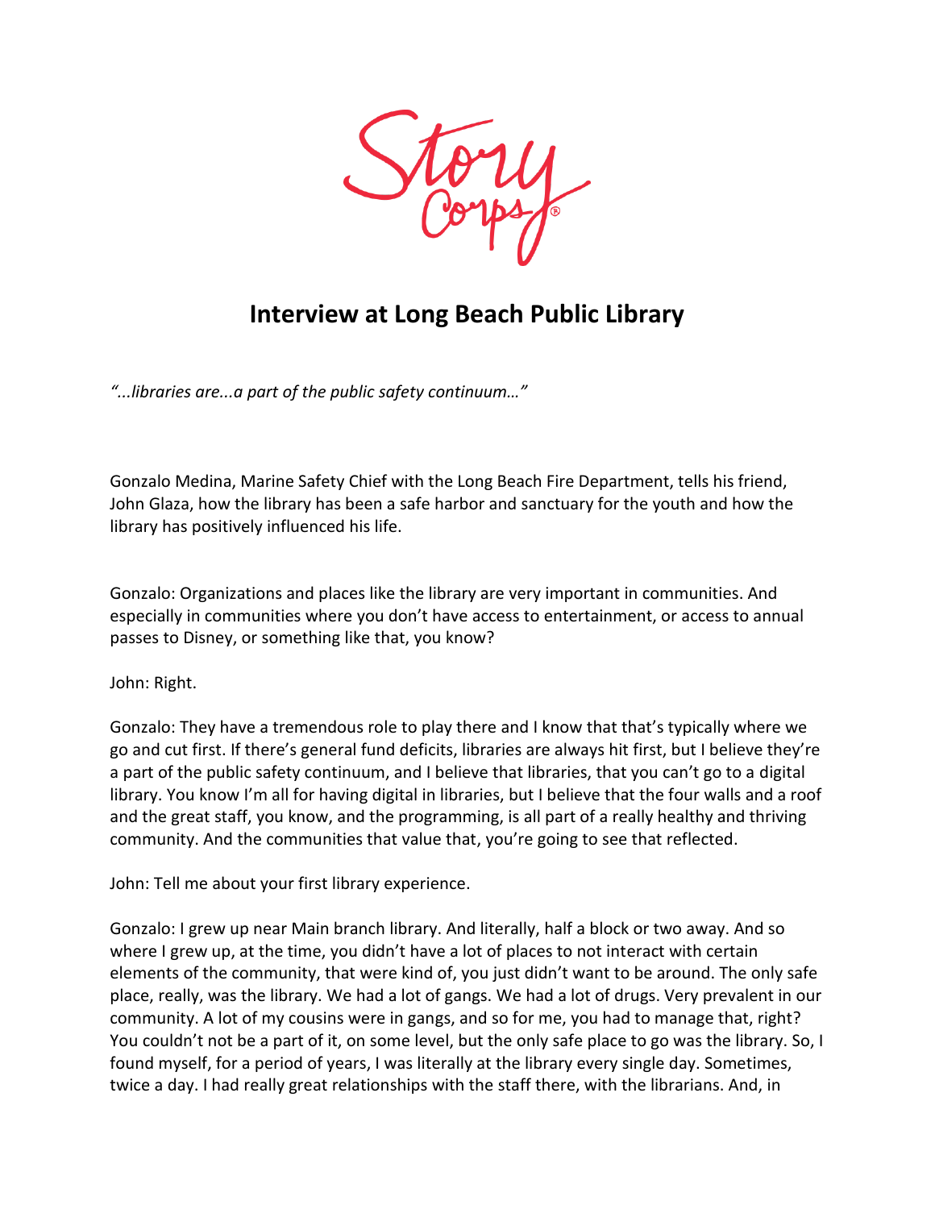# Interview at Long Beach Public Library

*"...libraries are...a part of the public safety continuum…"*

Gonzalo Medina, Marine Safety Chief with the Long Beach Fire Department, tells his friend, John Glaza, how the library has been a safe harbor and sanctuary for the youth and how the library has positively influenced his life.

Gonzalo: Organizations and places like the library are very important in communities. And especially in communities where you don't have access to entertainment, or access to annual passes to Disney, or something like that, you know?

John: Right.

Gonzalo: They have a tremendous role to play there and I know that that's typically where we go and cut first. If there's general fund deficits, libraries are always hit first, but I believe they're a part of the public safety continuum, and I believe that libraries, that you can't go to a digital library. You know I'm all for having digital in libraries, but I believe that the four walls and a roof and the great staff, you know, and the programming, is all part of a really healthy and thriving community. And the communities that value that, you're going to see that reflected.

John: Tell me about your first library experience.

Gonzalo: I grew up near Main branch library. And literally, half a block or two away. And so where I grew up, at the time, you didn't have a lot of places to not interact with certain elements of the community, that were kind of, you just didn't want to be around. The only safe place, really, was the library. We had a lot of gangs. We had a lot of drugs. Very prevalent in our community. A lot of my cousins were in gangs, and so for me, you had to manage that, right? You couldn't not be a part of it, on some level, but the only safe place to go was the library. So, I found myself, for a period of years, I was literally at the library every single day. Sometimes, twice a day. I had really great relationships with the staff there, with the librarians. And, in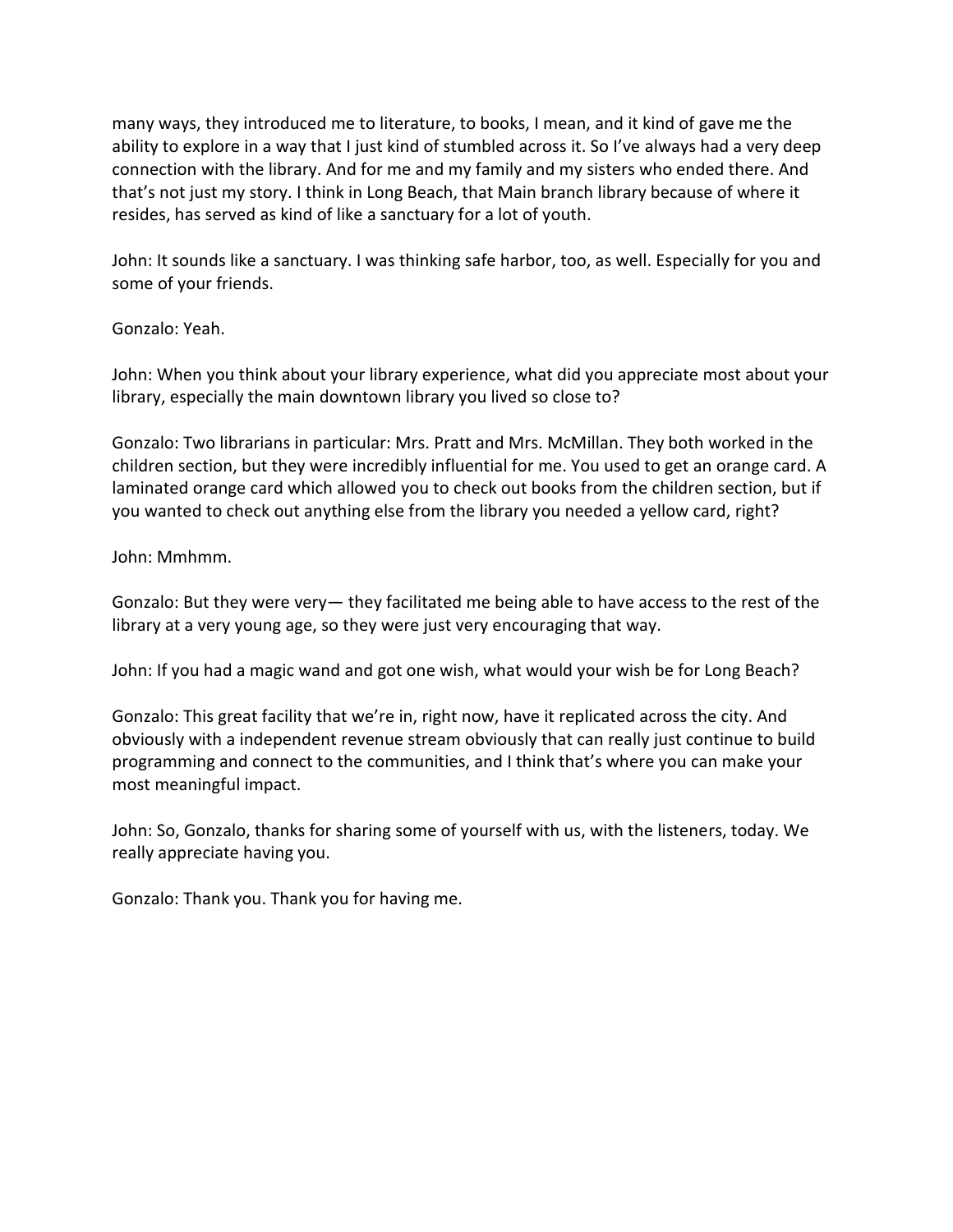many ways, they introduced me to literature, to books, I mean, and it kind of gave me the ability to explore in a way that I just kind of stumbled across it. So I've always had a very deep connection with the library. And for me and my family and my sisters who ended there. And that's not just my story. I think in Long Beach, that Main branch library because of where it resides, has served as kind of like a sanctuary for a lot of youth.

John: It sounds like a sanctuary. I was thinking safe harbor, too, as well. Especially for you and some of your friends.

Gonzalo: Yeah.

John: When you think about your library experience, what did you appreciate most about your library, especially the main downtown library you lived so close to?

Gonzalo: Two librarians in particular: Mrs. Pratt and Mrs. McMillan. They both worked in the children section, but they were incredibly influential for me. You used to get an orange card. A laminated orange card which allowed you to check out books from the children section, but if you wanted to check out anything else from the library you needed a yellow card, right?

John: Mmhmm.

Gonzalo: But they were very— they facilitated me being able to have access to the rest of the library at a very young age, so they were just very encouraging that way.

John: If you had a magic wand and got one wish, what would your wish be for Long Beach?

Gonzalo: This great facility that we're in, right now, have it replicated across the city. And obviously with a independent revenue stream obviously that can really just continue to build programming and connect to the communities, and I think that's where you can make your most meaningful impact.

John: So, Gonzalo, thanks for sharing some of yourself with us, with the listeners, today. We really appreciate having you.

Gonzalo: Thank you. Thank you for having me.